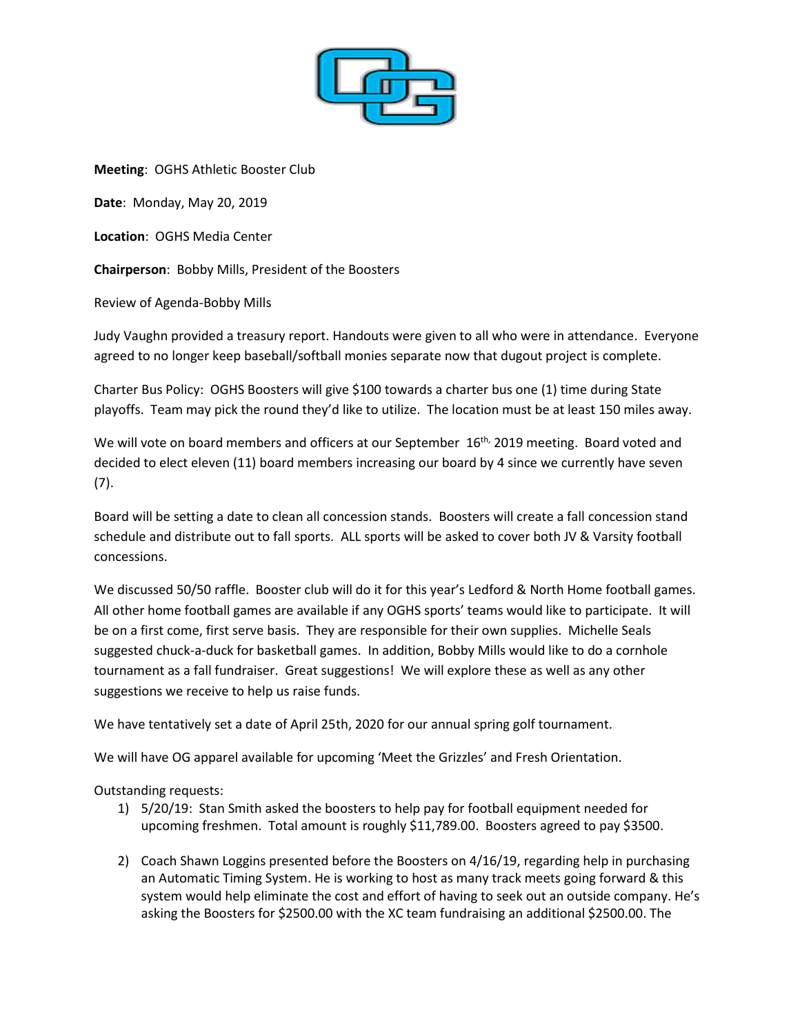**Meeting**: OGHS Athletic Booster Club

**Date**: Monday, May 20, 2019

**Location**: OGHS Media Center

**Chairperson**: Bobby Mills, President of the Boosters

Review of Agenda-Bobby Mills

Judy Vaughn provided a treasury report. Handouts were given to all who were in attendance. Everyone agreed to no longer keep baseball/softball monies separate now that dugout project is complete.

Charter Bus Policy: OGHS Boosters will give $100 towards a charter bus one (1) time during State playoffs. Team may pick the round they'd like to utilize. The location must be at least 150 miles away.

We will vote on board members and officers at our September 16th, 2019 meeting. Board voted and decided to elect eleven (11) board members increasing our board by 4 since we currently have seven (7).

Board will be setting a date to clean all concession stands. Boosters will create a fall concession stand schedule and distribute out to fall sports. ALL sports will be asked to cover both JV & Varsity football concessions.

We discussed 50/50 raffle. Booster club will do it for this year's Ledford & North Home football games. All other home football games are available if any OGHS sports' teams would like to participate. It will be on a first come, first serve basis. They are responsible for their own supplies. Michelle Seals suggested chuck-a-duck for basketball games. In addition, Bobby Mills would like to do a cornhole tournament as a fall fundraiser. Great suggestions! We will explore these as well as any other suggestions we receive to help us raise funds.

We have tentatively set a date of April 25th, 2020 for our annual spring golf tournament.

We will have OG apparel available for upcoming 'Meet the Grizzles' and Fresh Orientation.

Outstanding requests:

1) 5/20/19: Stan Smith asked the boosters to help pay for football equipment needed for upcoming freshmen. Total amount is roughly $11,789.00. Boosters agreed to pay $3500.

2) Coach Shawn Loggins presented before the Boosters on 4/16/19, regarding help in purchasing an Automatic Timing System. He is working to host as many track meets going forward & this system would help eliminate the cost and effort of having to seek out an outside company. He's asking the Boosters for $2500.00 with the XC team fundraising an additional $2500.00. The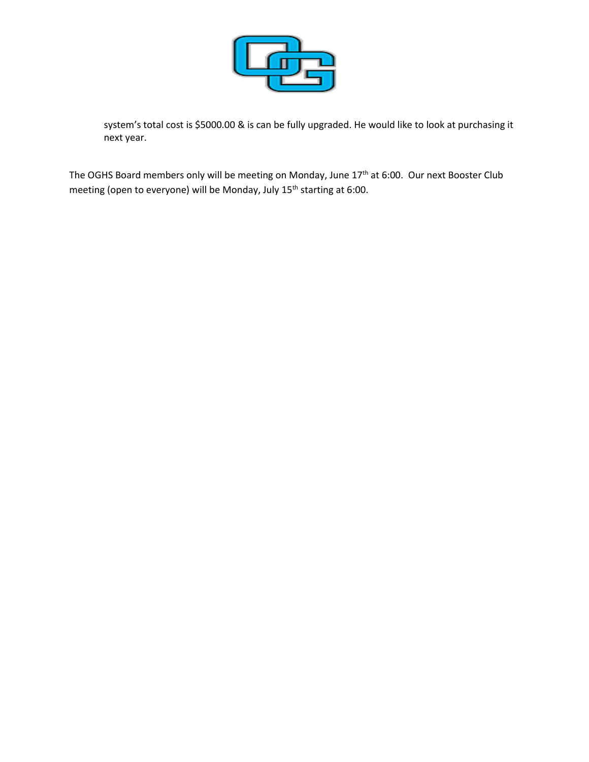system's total cost is $5000.00 & is can be fully upgraded. He would like to look at purchasing it next year.

The OGHS Board members only will be meeting on Monday, June 17th at 6:00. Our next Booster Club meeting (open to everyone) will be Monday, July 15th starting at 6:00.